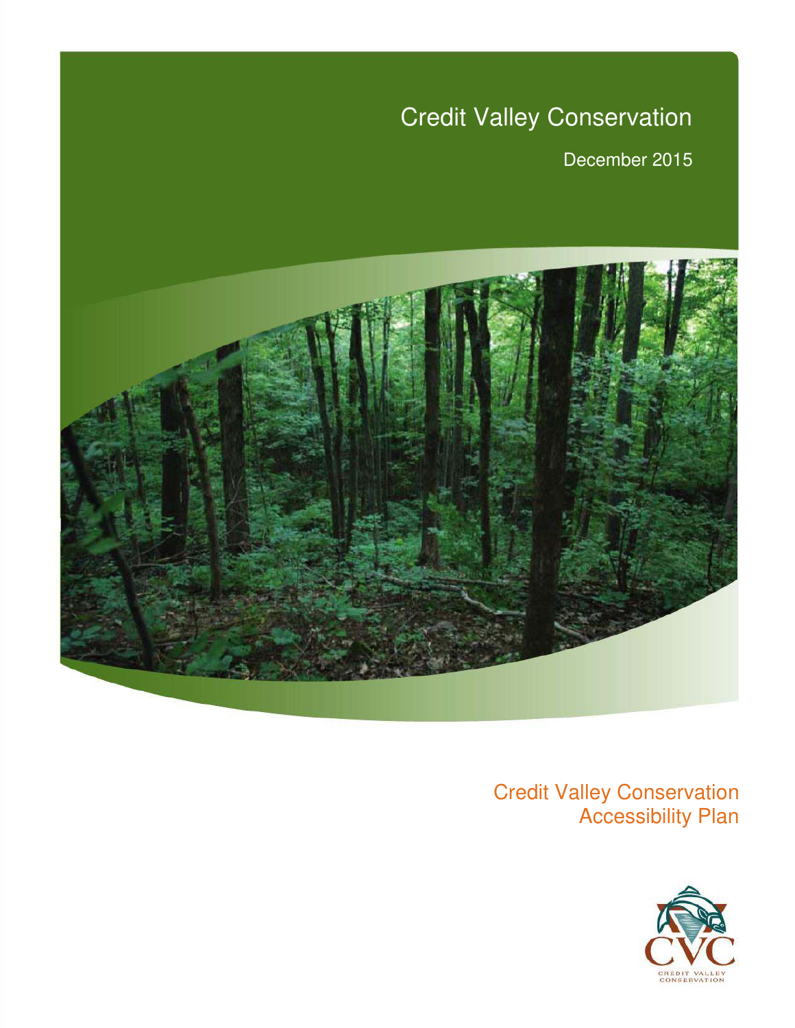Credit Valley Conservation

December 2015

# Credit Valley Conservation Accessibility Plan

CVC

CREDIT VALLEY CONSERVATION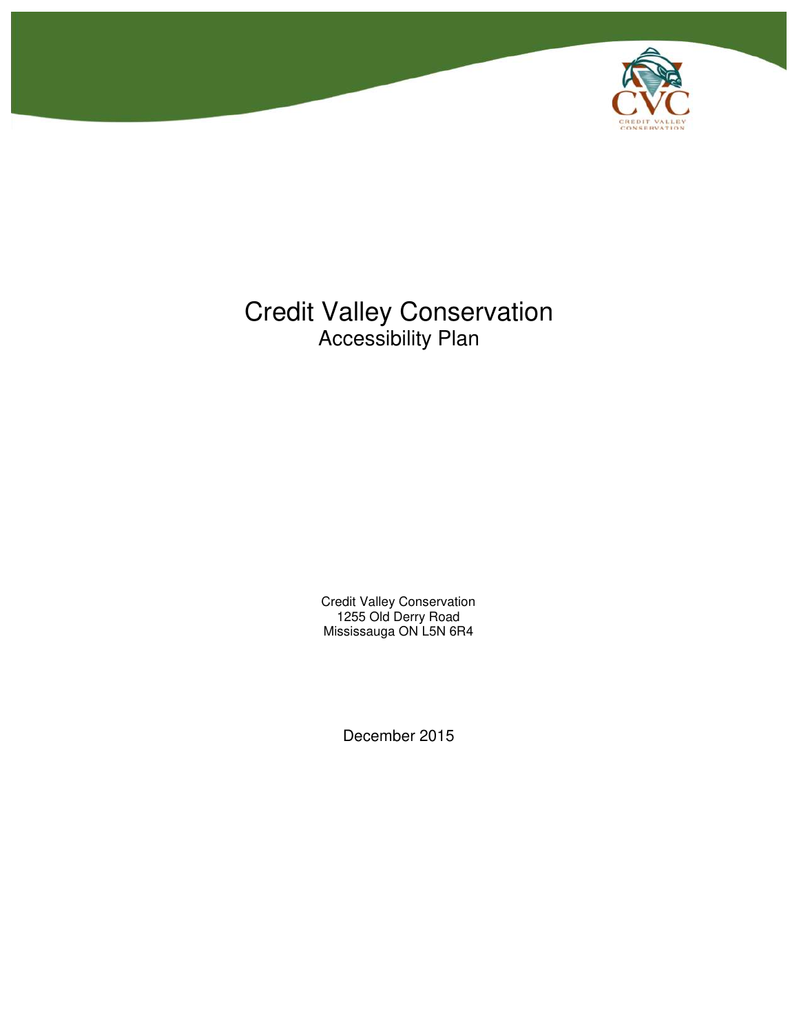# Credit Valley Conservation

## Accessibility Plan

Credit Valley Conservation
1255 Old Derry Road
Mississauga ON L5N 6R4

December 2015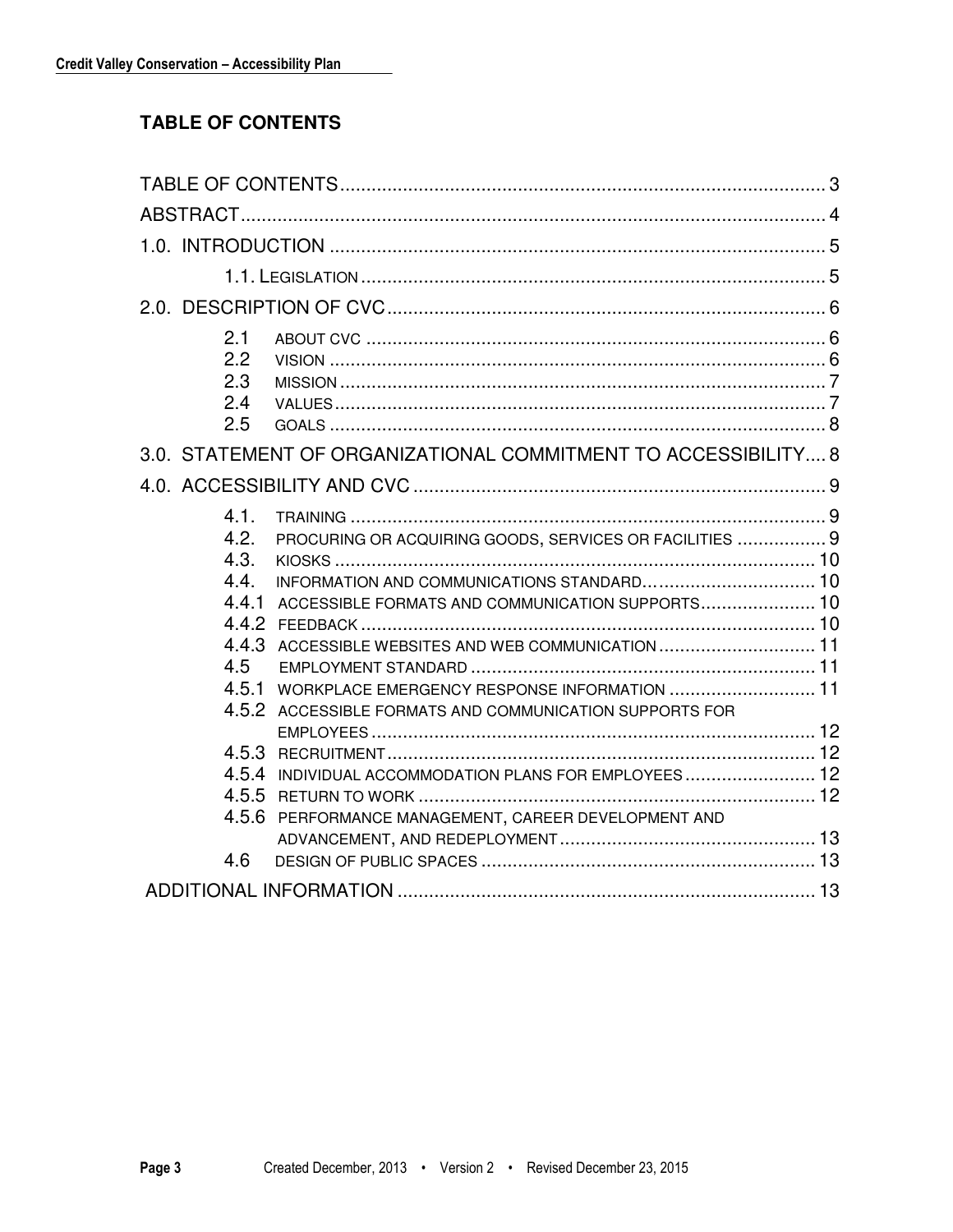## TABLE OF CONTENTS

TABLE OF CONTENTS ........................................................................................ 3

ABSTRACT ........................................................................................................ 4

1.0. INTRODUCTION ........................................................................................ 5

- 1.1. LEGISLATION ........................................................................................ 5

2.0. DESCRIPTION OF CVC .............................................................................. 6

- 2.1 ABOUT CVC ............................................................................................ 6
- 2.2 VISION ................................................................................................... 6
- 2.3 MISSION ................................................................................................. 7
- 2.4 VALUES .................................................................................................. 7
- 2.5 GOALS .................................................................................................... 8

3.0. STATEMENT OF ORGANIZATIONAL COMMITMENT TO ACCESSIBILITY .... 8

4.0. ACCESSIBILITY AND CVC ......................................................................... 9

- 4.1. TRAINING ............................................................................................ 9
- 4.2. PROCURING OR ACQUIRING GOODS, SERVICES OR FACILITIES ................ 9
- 4.3. KIOSKS ............................................................................................... 10
- 4.4. INFORMATION AND COMMUNICATIONS STANDARD ................................. 10
- 4.4.1 ACCESSIBLE FORMATS AND COMMUNICATION SUPPORTS ...................... 10
- 4.4.2 FEEDBACK ......................................................................................... 10
- 4.4.3 ACCESSIBLE WEBSITES AND WEB COMMUNICATION .............................. 11
- 4.5 EMPLOYMENT STANDARD ....................................................................... 11
- 4.5.1 WORKPLACE EMERGENCY RESPONSE INFORMATION ............................ 11
- 4.5.2 ACCESSIBLE FORMATS AND COMMUNICATION SUPPORTS FOR EMPLOYEES ..... 12
- 4.5.3 RECRUITMENT .................................................................................... 12
- 4.5.4 INDIVIDUAL ACCOMMODATION PLANS FOR EMPLOYEES ......................... 12
- 4.5.5 RETURN TO WORK ............................................................................... 12
- 4.5.6 PERFORMANCE MANAGEMENT, CAREER DEVELOPMENT AND ADVANCEMENT, AND REDEPLOYMENT ..... 13
- 4.6 DESIGN OF PUBLIC SPACES ..................................................................... 13

ADDITIONAL INFORMATION ............................................................................... 13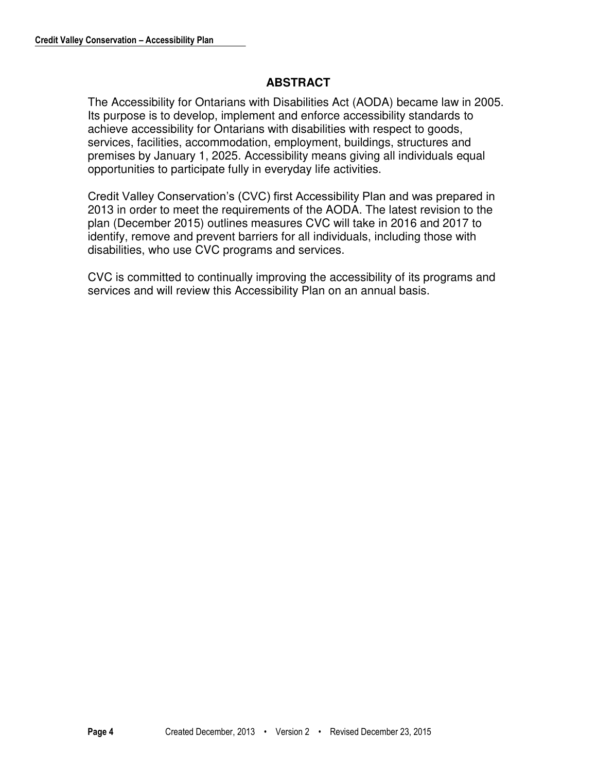## ABSTRACT

The Accessibility for Ontarians with Disabilities Act (AODA) became law in 2005. Its purpose is to develop, implement and enforce accessibility standards to achieve accessibility for Ontarians with disabilities with respect to goods, services, facilities, accommodation, employment, buildings, structures and premises by January 1, 2025. Accessibility means giving all individuals equal opportunities to participate fully in everyday life activities.

Credit Valley Conservation's (CVC) first Accessibility Plan and was prepared in 2013 in order to meet the requirements of the AODA. The latest revision to the plan (December 2015) outlines measures CVC will take in 2016 and 2017 to identify, remove and prevent barriers for all individuals, including those with disabilities, who use CVC programs and services.

CVC is committed to continually improving the accessibility of its programs and services and will review this Accessibility Plan on an annual basis.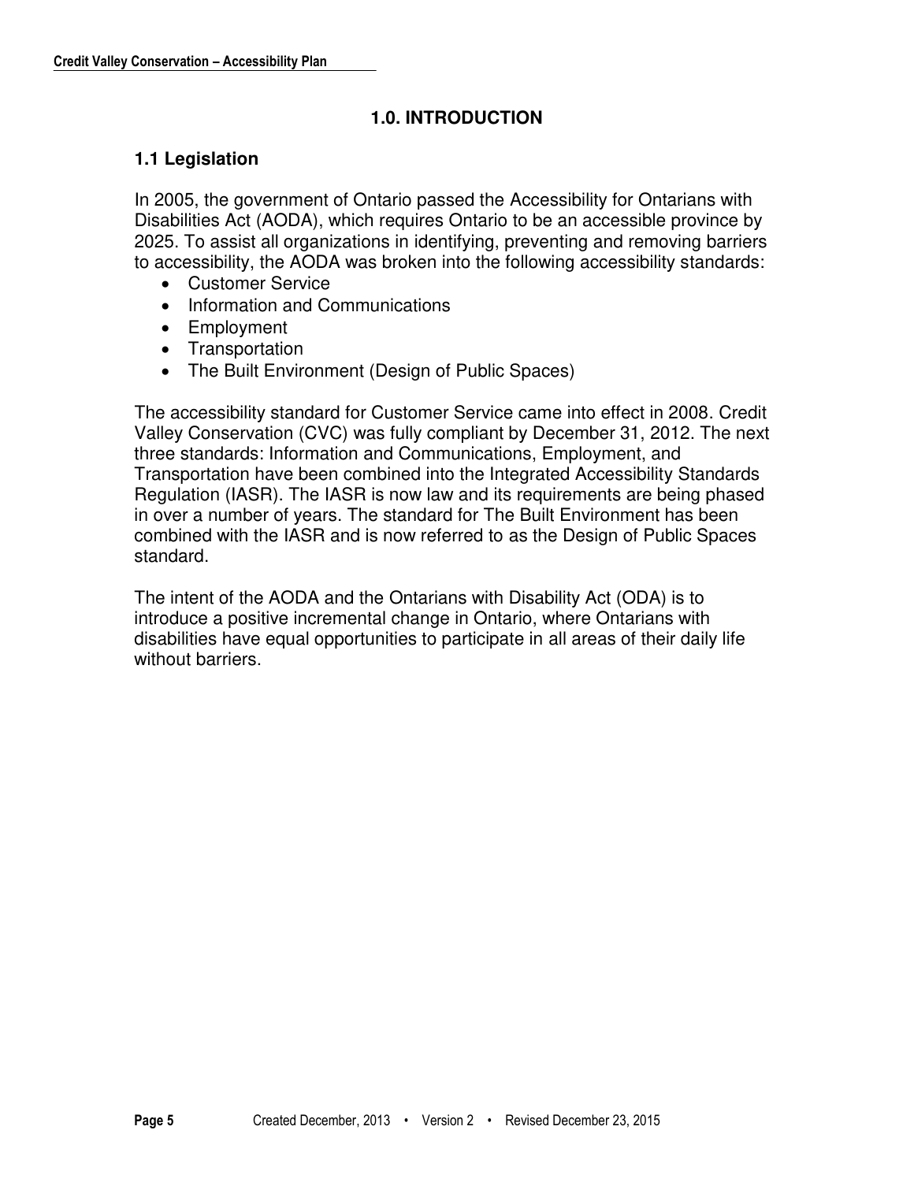# 1.0. INTRODUCTION

## 1.1 Legislation

In 2005, the government of Ontario passed the Accessibility for Ontarians with Disabilities Act (AODA), which requires Ontario to be an accessible province by 2025. To assist all organizations in identifying, preventing and removing barriers to accessibility, the AODA was broken into the following accessibility standards:

- Customer Service
- Information and Communications
- Employment
- Transportation
- The Built Environment (Design of Public Spaces)

The accessibility standard for Customer Service came into effect in 2008. Credit Valley Conservation (CVC) was fully compliant by December 31, 2012. The next three standards: Information and Communications, Employment, and Transportation have been combined into the Integrated Accessibility Standards Regulation (IASR). The IASR is now law and its requirements are being phased in over a number of years. The standard for The Built Environment has been combined with the IASR and is now referred to as the Design of Public Spaces standard.

The intent of the AODA and the Ontarians with Disability Act (ODA) is to introduce a positive incremental change in Ontario, where Ontarians with disabilities have equal opportunities to participate in all areas of their daily life without barriers.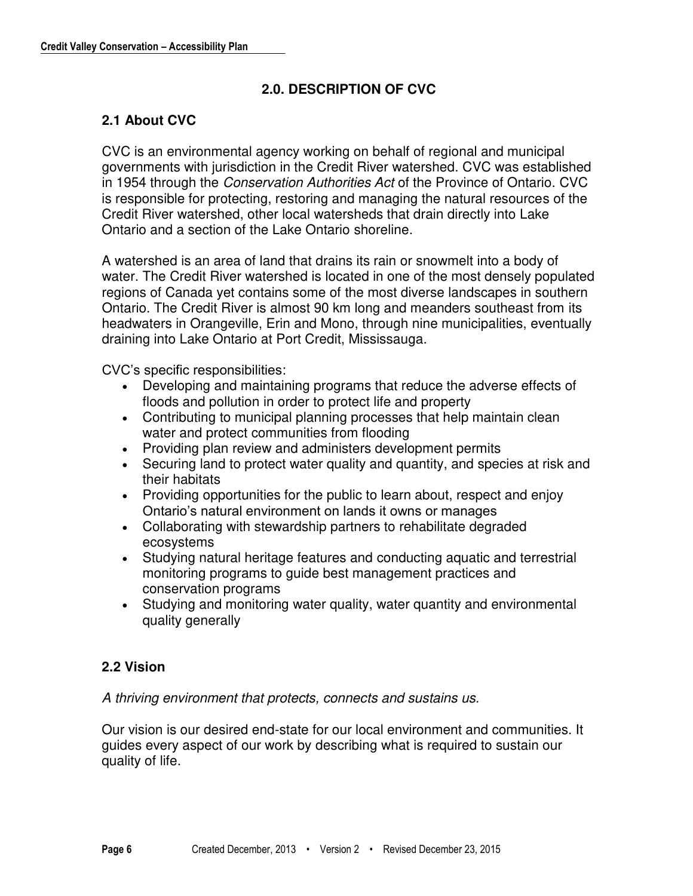## 2.0. DESCRIPTION OF CVC

### 2.1 About CVC

CVC is an environmental agency working on behalf of regional and municipal governments with jurisdiction in the Credit River watershed. CVC was established in 1954 through the *Conservation Authorities Act* of the Province of Ontario. CVC is responsible for protecting, restoring and managing the natural resources of the Credit River watershed, other local watersheds that drain directly into Lake Ontario and a section of the Lake Ontario shoreline.

A watershed is an area of land that drains its rain or snowmelt into a body of water. The Credit River watershed is located in one of the most densely populated regions of Canada yet contains some of the most diverse landscapes in southern Ontario. The Credit River is almost 90 km long and meanders southeast from its headwaters in Orangeville, Erin and Mono, through nine municipalities, eventually draining into Lake Ontario at Port Credit, Mississauga.

CVC's specific responsibilities:

- Developing and maintaining programs that reduce the adverse effects of floods and pollution in order to protect life and property
- Contributing to municipal planning processes that help maintain clean water and protect communities from flooding
- Providing plan review and administers development permits
- Securing land to protect water quality and quantity, and species at risk and their habitats
- Providing opportunities for the public to learn about, respect and enjoy Ontario's natural environment on lands it owns or manages
- Collaborating with stewardship partners to rehabilitate degraded ecosystems
- Studying natural heritage features and conducting aquatic and terrestrial monitoring programs to guide best management practices and conservation programs
- Studying and monitoring water quality, water quantity and environmental quality generally

### 2.2 Vision

*A thriving environment that protects, connects and sustains us.*

Our vision is our desired end-state for our local environment and communities. It guides every aspect of our work by describing what is required to sustain our quality of life.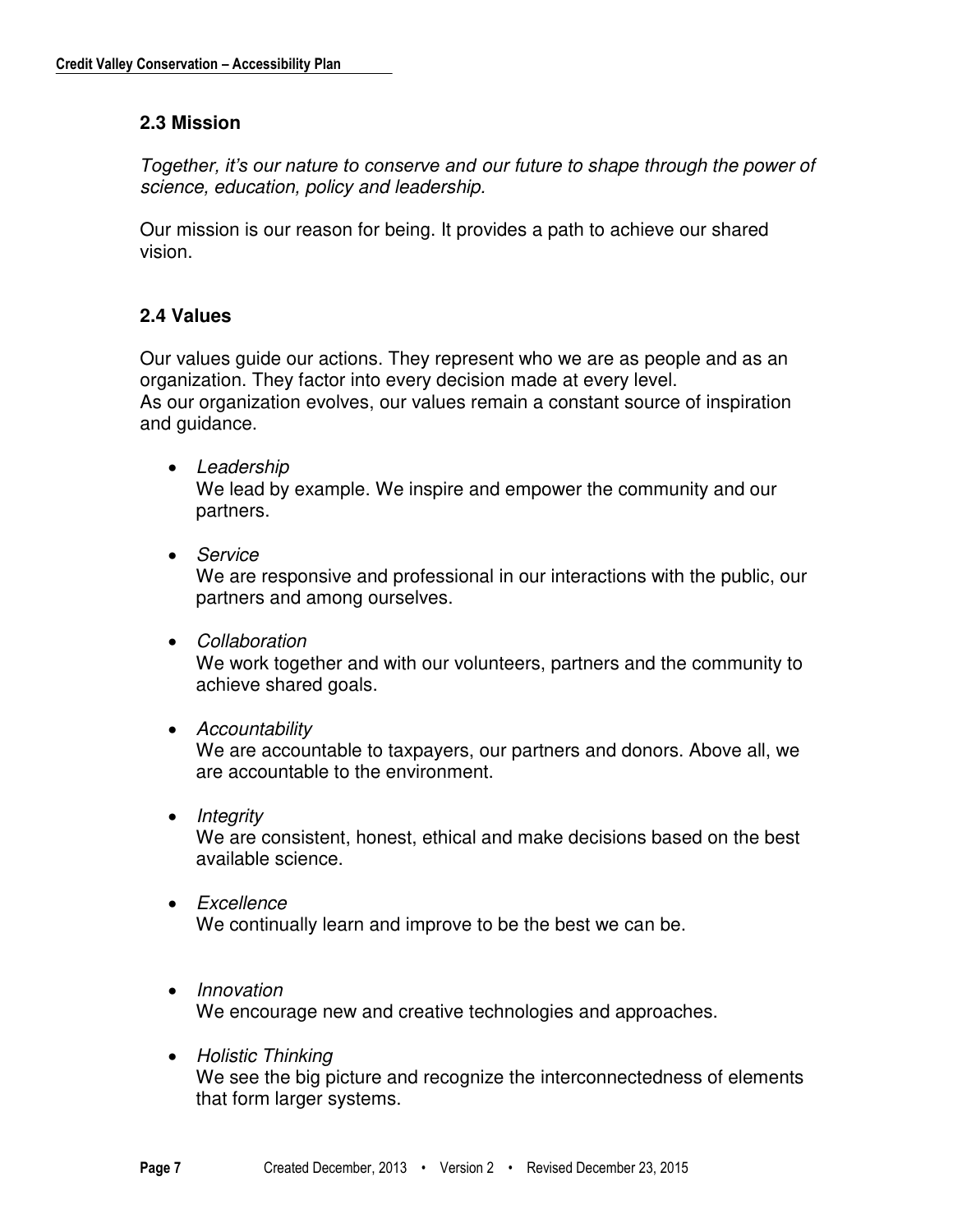## 2.3 Mission

*Together, it's our nature to conserve and our future to shape through the power of science, education, policy and leadership.*

Our mission is our reason for being. It provides a path to achieve our shared vision.

## 2.4 Values

Our values guide our actions. They represent who we are as people and as an organization. They factor into every decision made at every level.
As our organization evolves, our values remain a constant source of inspiration and guidance.

- *Leadership*
  We lead by example. We inspire and empower the community and our partners.

- *Service*
  We are responsive and professional in our interactions with the public, our partners and among ourselves.

- *Collaboration*
  We work together and with our volunteers, partners and the community to achieve shared goals.

- *Accountability*
  We are accountable to taxpayers, our partners and donors. Above all, we are accountable to the environment.

- *Integrity*
  We are consistent, honest, ethical and make decisions based on the best available science.

- *Excellence*
  We continually learn and improve to be the best we can be.

- *Innovation*
  We encourage new and creative technologies and approaches.

- *Holistic Thinking*
  We see the big picture and recognize the interconnectedness of elements that form larger systems.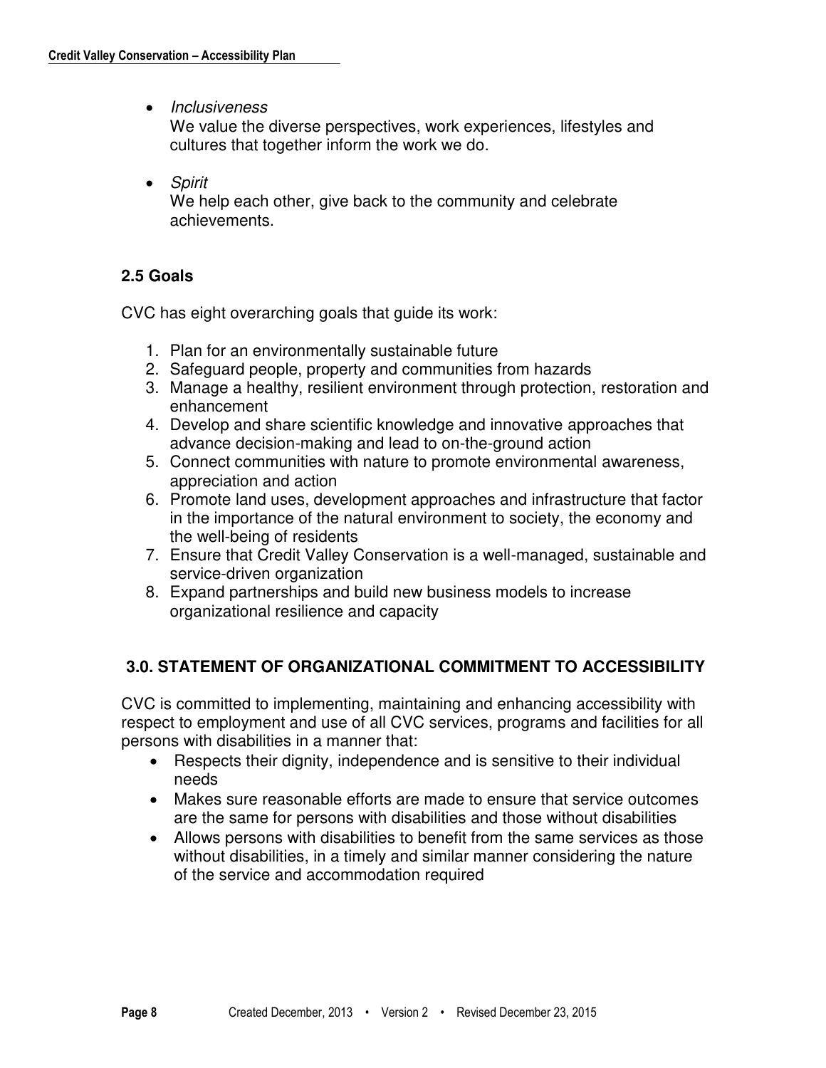- *Inclusiveness*
  We value the diverse perspectives, work experiences, lifestyles and cultures that together inform the work we do.

- *Spirit*
  We help each other, give back to the community and celebrate achievements.

### 2.5 Goals

CVC has eight overarching goals that guide its work:

1. Plan for an environmentally sustainable future
2. Safeguard people, property and communities from hazards
3. Manage a healthy, resilient environment through protection, restoration and enhancement
4. Develop and share scientific knowledge and innovative approaches that advance decision-making and lead to on-the-ground action
5. Connect communities with nature to promote environmental awareness, appreciation and action
6. Promote land uses, development approaches and infrastructure that factor in the importance of the natural environment to society, the economy and the well-being of residents
7. Ensure that Credit Valley Conservation is a well-managed, sustainable and service-driven organization
8. Expand partnerships and build new business models to increase organizational resilience and capacity

## 3.0. STATEMENT OF ORGANIZATIONAL COMMITMENT TO ACCESSIBILITY

CVC is committed to implementing, maintaining and enhancing accessibility with respect to employment and use of all CVC services, programs and facilities for all persons with disabilities in a manner that:

- Respects their dignity, independence and is sensitive to their individual needs
- Makes sure reasonable efforts are made to ensure that service outcomes are the same for persons with disabilities and those without disabilities
- Allows persons with disabilities to benefit from the same services as those without disabilities, in a timely and similar manner considering the nature of the service and accommodation required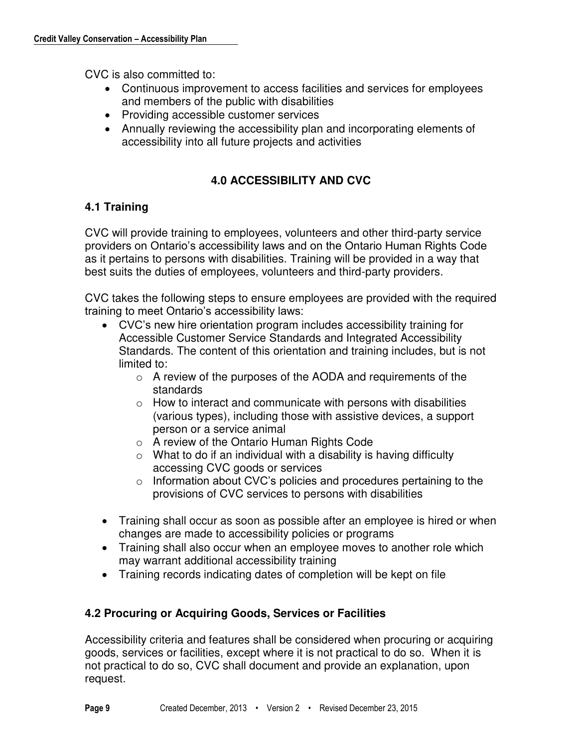CVC is also committed to:

- Continuous improvement to access facilities and services for employees and members of the public with disabilities
- Providing accessible customer services
- Annually reviewing the accessibility plan and incorporating elements of accessibility into all future projects and activities

## 4.0 ACCESSIBILITY AND CVC

### 4.1 Training

CVC will provide training to employees, volunteers and other third-party service providers on Ontario's accessibility laws and on the Ontario Human Rights Code as it pertains to persons with disabilities. Training will be provided in a way that best suits the duties of employees, volunteers and third-party providers.

CVC takes the following steps to ensure employees are provided with the required training to meet Ontario's accessibility laws:

- CVC's new hire orientation program includes accessibility training for Accessible Customer Service Standards and Integrated Accessibility Standards. The content of this orientation and training includes, but is not limited to:
  - A review of the purposes of the AODA and requirements of the standards
  - How to interact and communicate with persons with disabilities (various types), including those with assistive devices, a support person or a service animal
  - A review of the Ontario Human Rights Code
  - What to do if an individual with a disability is having difficulty accessing CVC goods or services
  - Information about CVC's policies and procedures pertaining to the provisions of CVC services to persons with disabilities
- Training shall occur as soon as possible after an employee is hired or when changes are made to accessibility policies or programs
- Training shall also occur when an employee moves to another role which may warrant additional accessibility training
- Training records indicating dates of completion will be kept on file

### 4.2 Procuring or Acquiring Goods, Services or Facilities

Accessibility criteria and features shall be considered when procuring or acquiring goods, services or facilities, except where it is not practical to do so. When it is not practical to do so, CVC shall document and provide an explanation, upon request.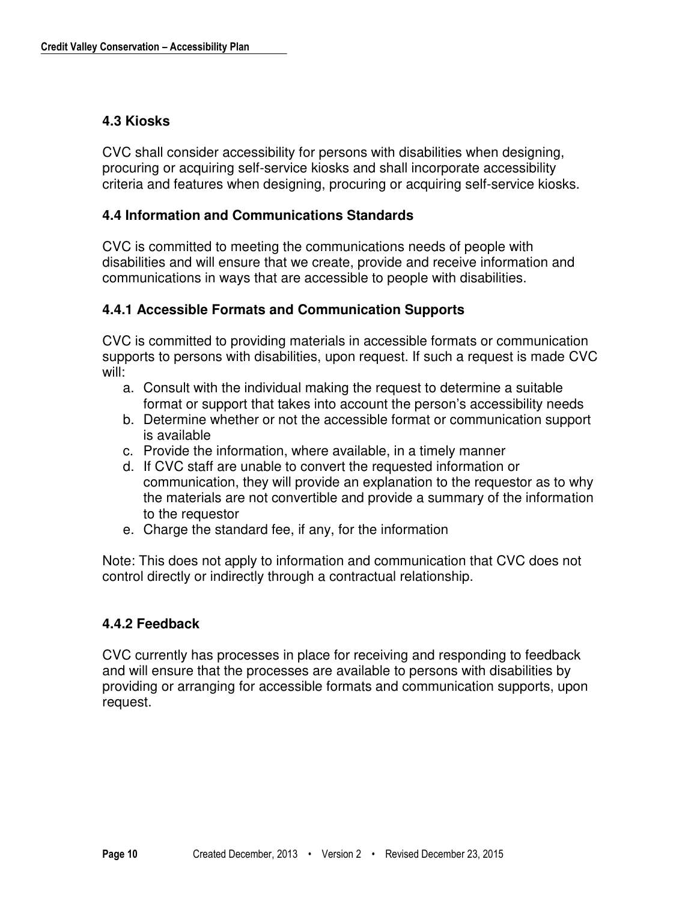### 4.3 Kiosks

CVC shall consider accessibility for persons with disabilities when designing, procuring or acquiring self-service kiosks and shall incorporate accessibility criteria and features when designing, procuring or acquiring self-service kiosks.

### 4.4 Information and Communications Standards

CVC is committed to meeting the communications needs of people with disabilities and will ensure that we create, provide and receive information and communications in ways that are accessible to people with disabilities.

#### 4.4.1 Accessible Formats and Communication Supports

CVC is committed to providing materials in accessible formats or communication supports to persons with disabilities, upon request. If such a request is made CVC will:

a. Consult with the individual making the request to determine a suitable format or support that takes into account the person's accessibility needs
b. Determine whether or not the accessible format or communication support is available
c. Provide the information, where available, in a timely manner
d. If CVC staff are unable to convert the requested information or communication, they will provide an explanation to the requestor as to why the materials are not convertible and provide a summary of the information to the requestor
e. Charge the standard fee, if any, for the information

Note: This does not apply to information and communication that CVC does not control directly or indirectly through a contractual relationship.

#### 4.4.2 Feedback

CVC currently has processes in place for receiving and responding to feedback and will ensure that the processes are available to persons with disabilities by providing or arranging for accessible formats and communication supports, upon request.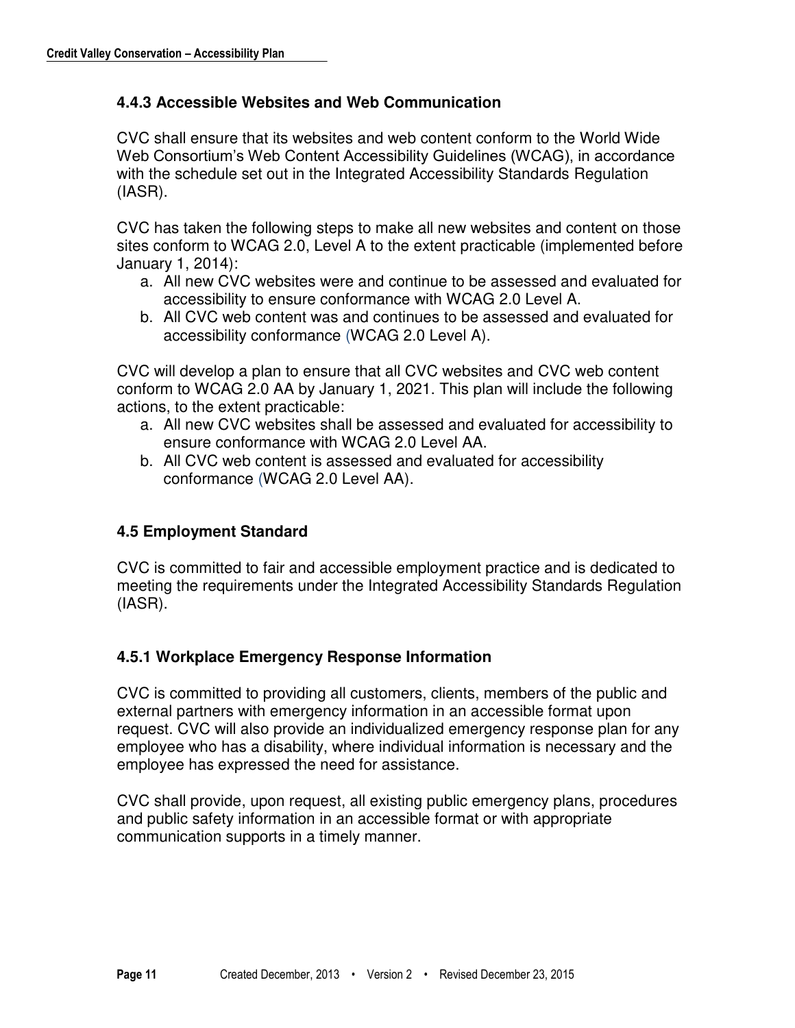### 4.4.3 Accessible Websites and Web Communication

CVC shall ensure that its websites and web content conform to the World Wide Web Consortium's Web Content Accessibility Guidelines (WCAG), in accordance with the schedule set out in the Integrated Accessibility Standards Regulation (IASR).

CVC has taken the following steps to make all new websites and content on those sites conform to WCAG 2.0, Level A to the extent practicable (implemented before January 1, 2014):

a. All new CVC websites were and continue to be assessed and evaluated for accessibility to ensure conformance with WCAG 2.0 Level A.
b. All CVC web content was and continues to be assessed and evaluated for accessibility conformance (WCAG 2.0 Level A).

CVC will develop a plan to ensure that all CVC websites and CVC web content conform to WCAG 2.0 AA by January 1, 2021. This plan will include the following actions, to the extent practicable:

a. All new CVC websites shall be assessed and evaluated for accessibility to ensure conformance with WCAG 2.0 Level AA.
b. All CVC web content is assessed and evaluated for accessibility conformance (WCAG 2.0 Level AA).

## 4.5 Employment Standard

CVC is committed to fair and accessible employment practice and is dedicated to meeting the requirements under the Integrated Accessibility Standards Regulation (IASR).

### 4.5.1 Workplace Emergency Response Information

CVC is committed to providing all customers, clients, members of the public and external partners with emergency information in an accessible format upon request. CVC will also provide an individualized emergency response plan for any employee who has a disability, where individual information is necessary and the employee has expressed the need for assistance.

CVC shall provide, upon request, all existing public emergency plans, procedures and public safety information in an accessible format or with appropriate communication supports in a timely manner.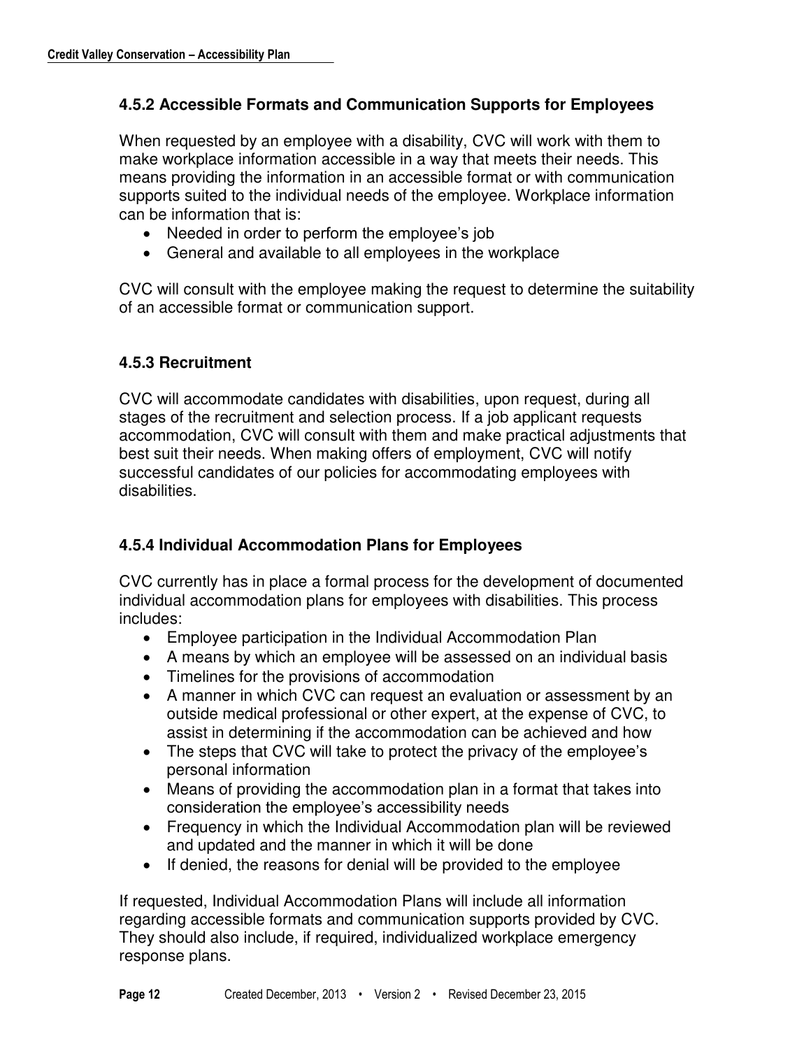### 4.5.2 Accessible Formats and Communication Supports for Employees

When requested by an employee with a disability, CVC will work with them to make workplace information accessible in a way that meets their needs. This means providing the information in an accessible format or with communication supports suited to the individual needs of the employee. Workplace information can be information that is:

- Needed in order to perform the employee's job
- General and available to all employees in the workplace

CVC will consult with the employee making the request to determine the suitability of an accessible format or communication support.

### 4.5.3 Recruitment

CVC will accommodate candidates with disabilities, upon request, during all stages of the recruitment and selection process. If a job applicant requests accommodation, CVC will consult with them and make practical adjustments that best suit their needs. When making offers of employment, CVC will notify successful candidates of our policies for accommodating employees with disabilities.

### 4.5.4 Individual Accommodation Plans for Employees

CVC currently has in place a formal process for the development of documented individual accommodation plans for employees with disabilities. This process includes:

- Employee participation in the Individual Accommodation Plan
- A means by which an employee will be assessed on an individual basis
- Timelines for the provisions of accommodation
- A manner in which CVC can request an evaluation or assessment by an outside medical professional or other expert, at the expense of CVC, to assist in determining if the accommodation can be achieved and how
- The steps that CVC will take to protect the privacy of the employee's personal information
- Means of providing the accommodation plan in a format that takes into consideration the employee's accessibility needs
- Frequency in which the Individual Accommodation plan will be reviewed and updated and the manner in which it will be done
- If denied, the reasons for denial will be provided to the employee

If requested, Individual Accommodation Plans will include all information regarding accessible formats and communication supports provided by CVC. They should also include, if required, individualized workplace emergency response plans.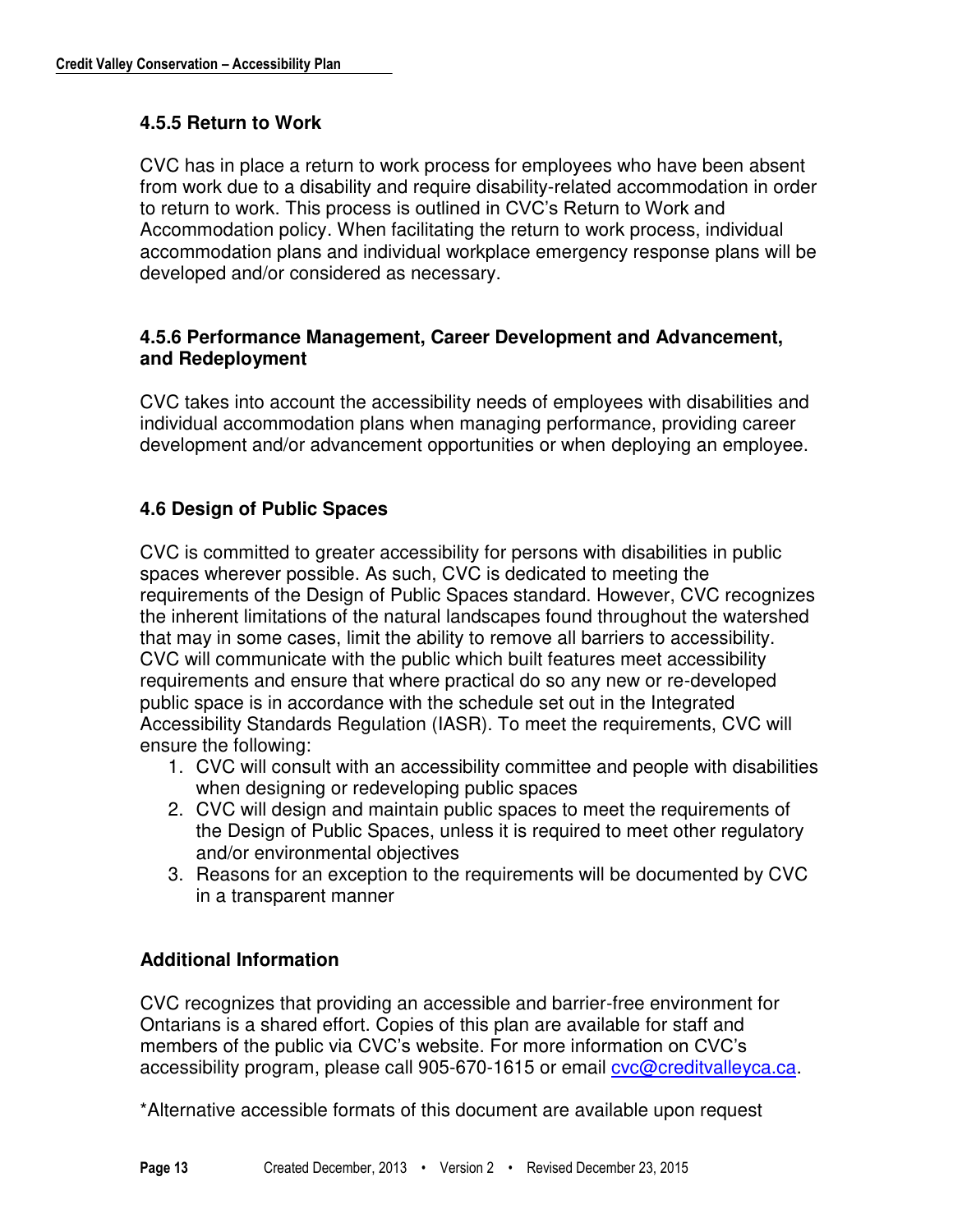### 4.5.5 Return to Work

CVC has in place a return to work process for employees who have been absent from work due to a disability and require disability-related accommodation in order to return to work. This process is outlined in CVC's Return to Work and Accommodation policy. When facilitating the return to work process, individual accommodation plans and individual workplace emergency response plans will be developed and/or considered as necessary.

### 4.5.6 Performance Management, Career Development and Advancement, and Redeployment

CVC takes into account the accessibility needs of employees with disabilities and individual accommodation plans when managing performance, providing career development and/or advancement opportunities or when deploying an employee.

### 4.6 Design of Public Spaces

CVC is committed to greater accessibility for persons with disabilities in public spaces wherever possible. As such, CVC is dedicated to meeting the requirements of the Design of Public Spaces standard. However, CVC recognizes the inherent limitations of the natural landscapes found throughout the watershed that may in some cases, limit the ability to remove all barriers to accessibility. CVC will communicate with the public which built features meet accessibility requirements and ensure that where practical do so any new or re-developed public space is in accordance with the schedule set out in the Integrated Accessibility Standards Regulation (IASR). To meet the requirements, CVC will ensure the following:

1. CVC will consult with an accessibility committee and people with disabilities when designing or redeveloping public spaces
2. CVC will design and maintain public spaces to meet the requirements of the Design of Public Spaces, unless it is required to meet other regulatory and/or environmental objectives
3. Reasons for an exception to the requirements will be documented by CVC in a transparent manner

### Additional Information

CVC recognizes that providing an accessible and barrier-free environment for Ontarians is a shared effort. Copies of this plan are available for staff and members of the public via CVC's website. For more information on CVC's accessibility program, please call 905-670-1615 or email cvc@creditvalleyca.ca.

*Alternative accessible formats of this document are available upon request